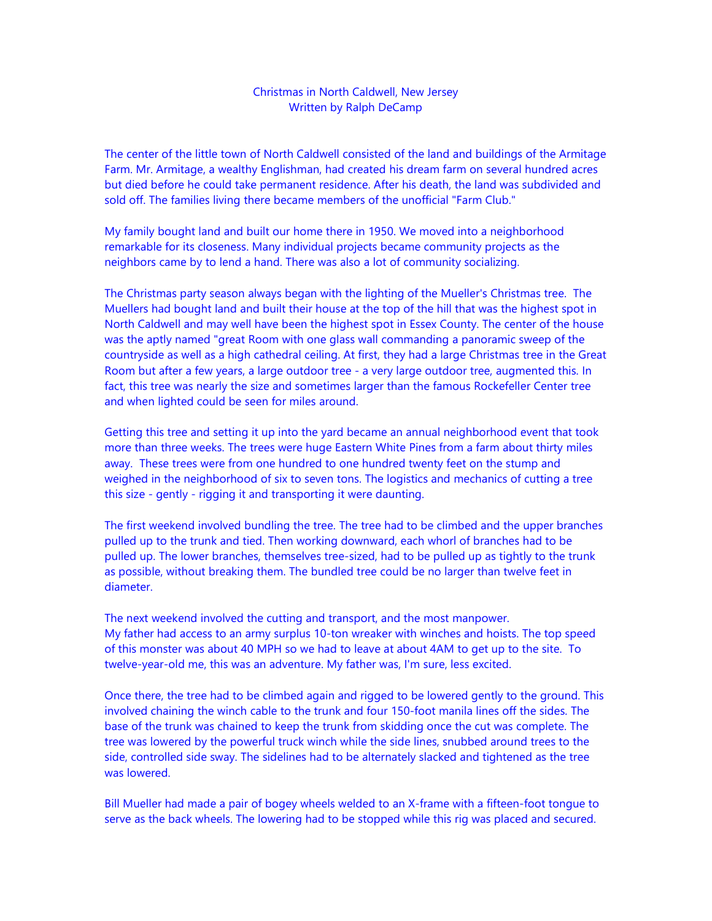# Christmas in North Caldwell, New Jersey

Written by Ralph DeCamp

The center of the little town of North Caldwell consisted of the land and buildings of the Armitage Farm. Mr. Armitage, a wealthy Englishman, had created his dream farm on several hundred acres but died before he could take permanent residence. After his death, the land was subdivided and sold off. The families living there became members of the unofficial "Farm Club."

My family bought land and built our home there in 1950. We moved into a neighborhood remarkable for its closeness. Many individual projects became community projects as the neighbors came by to lend a hand. There was also a lot of community socializing.

The Christmas party season always began with the lighting of the Mueller's Christmas tree. The Muellers had bought land and built their house at the top of the hill that was the highest spot in North Caldwell and may well have been the highest spot in Essex County. The center of the house was the aptly named "great Room with one glass wall commanding a panoramic sweep of the countryside as well as a high cathedral ceiling. At first, they had a large Christmas tree in the Great Room but after a few years, a large outdoor tree - a very large outdoor tree, augmented this. In fact, this tree was nearly the size and sometimes larger than the famous Rockefeller Center tree and when lighted could be seen for miles around.

Getting this tree and setting it up into the yard became an annual neighborhood event that took more than three weeks. The trees were huge Eastern White Pines from a farm about thirty miles away. These trees were from one hundred to one hundred twenty feet on the stump and weighed in the neighborhood of six to seven tons. The logistics and mechanics of cutting a tree this size - gently - rigging it and transporting it were daunting.

The first weekend involved bundling the tree. The tree had to be climbed and the upper branches pulled up to the trunk and tied. Then working downward, each whorl of branches had to be pulled up. The lower branches, themselves tree-sized, had to be pulled up as tightly to the trunk as possible, without breaking them. The bundled tree could be no larger than twelve feet in diameter.

The next weekend involved the cutting and transport, and the most manpower.
My father had access to an army surplus 10-ton wreaker with winches and hoists. The top speed of this monster was about 40 MPH so we had to leave at about 4AM to get up to the site. To twelve-year-old me, this was an adventure. My father was, I'm sure, less excited.

Once there, the tree had to be climbed again and rigged to be lowered gently to the ground. This involved chaining the winch cable to the trunk and four 150-foot manila lines off the sides. The base of the trunk was chained to keep the trunk from skidding once the cut was complete. The tree was lowered by the powerful truck winch while the side lines, snubbed around trees to the side, controlled side sway. The sidelines had to be alternately slacked and tightened as the tree was lowered.

Bill Mueller had made a pair of bogey wheels welded to an X-frame with a fifteen-foot tongue to serve as the back wheels. The lowering had to be stopped while this rig was placed and secured.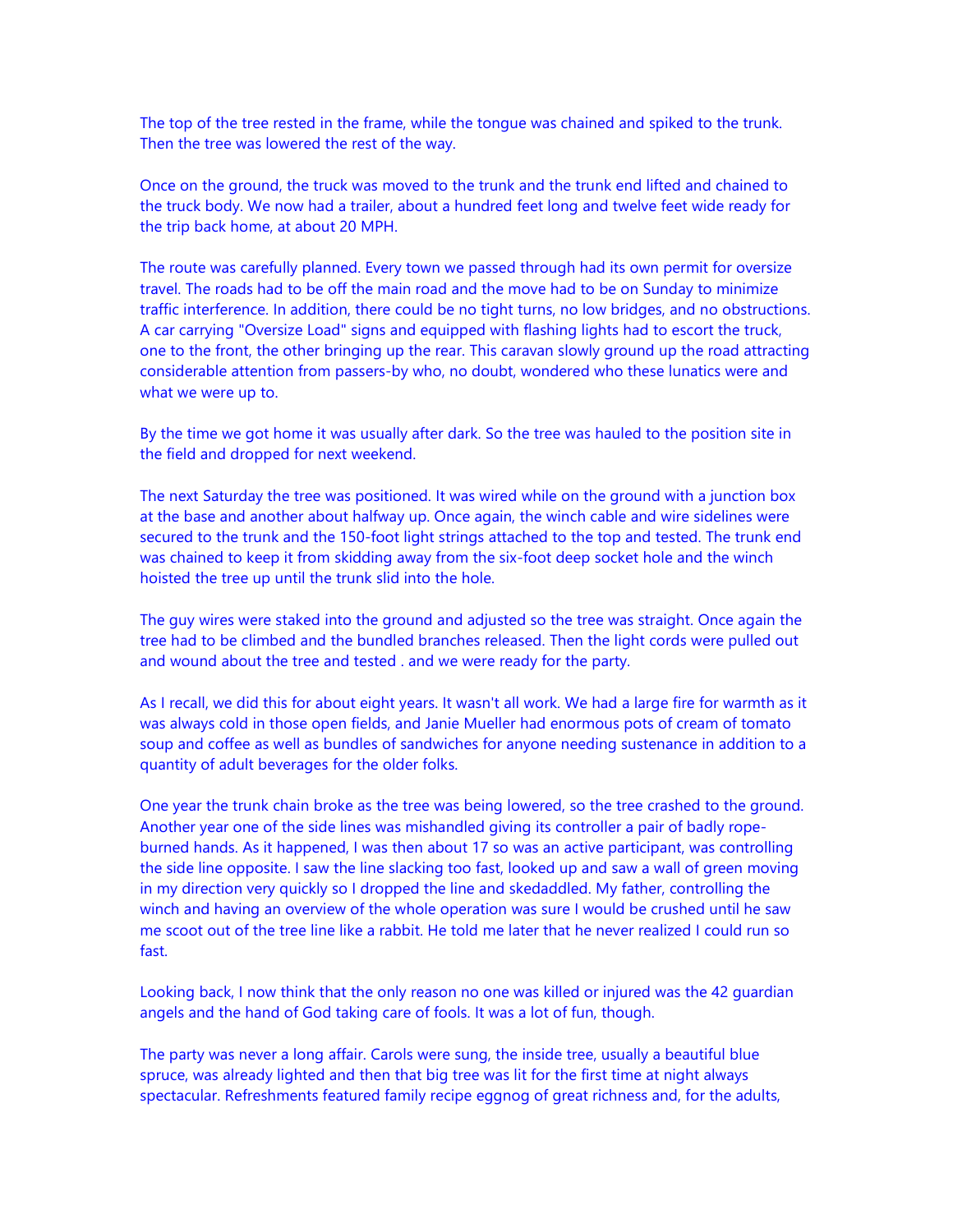The top of the tree rested in the frame, while the tongue was chained and spiked to the trunk. Then the tree was lowered the rest of the way.

Once on the ground, the truck was moved to the trunk and the trunk end lifted and chained to the truck body. We now had a trailer, about a hundred feet long and twelve feet wide ready for the trip back home, at about 20 MPH.

The route was carefully planned. Every town we passed through had its own permit for oversize travel. The roads had to be off the main road and the move had to be on Sunday to minimize traffic interference. In addition, there could be no tight turns, no low bridges, and no obstructions. A car carrying "Oversize Load" signs and equipped with flashing lights had to escort the truck, one to the front, the other bringing up the rear. This caravan slowly ground up the road attracting considerable attention from passers-by who, no doubt, wondered who these lunatics were and what we were up to.

By the time we got home it was usually after dark. So the tree was hauled to the position site in the field and dropped for next weekend.

The next Saturday the tree was positioned. It was wired while on the ground with a junction box at the base and another about halfway up. Once again, the winch cable and wire sidelines were secured to the trunk and the 150-foot light strings attached to the top and tested. The trunk end was chained to keep it from skidding away from the six-foot deep socket hole and the winch hoisted the tree up until the trunk slid into the hole.

The guy wires were staked into the ground and adjusted so the tree was straight. Once again the tree had to be climbed and the bundled branches released. Then the light cords were pulled out and wound about the tree and tested . and we were ready for the party.

As I recall, we did this for about eight years. It wasn't all work. We had a large fire for warmth as it was always cold in those open fields, and Janie Mueller had enormous pots of cream of tomato soup and coffee as well as bundles of sandwiches for anyone needing sustenance in addition to a quantity of adult beverages for the older folks.

One year the trunk chain broke as the tree was being lowered, so the tree crashed to the ground. Another year one of the side lines was mishandled giving its controller a pair of badly rope-burned hands. As it happened, I was then about 17 so was an active participant, was controlling the side line opposite. I saw the line slacking too fast, looked up and saw a wall of green moving in my direction very quickly so I dropped the line and skedaddled. My father, controlling the winch and having an overview of the whole operation was sure I would be crushed until he saw me scoot out of the tree line like a rabbit. He told me later that he never realized I could run so fast.

Looking back, I now think that the only reason no one was killed or injured was the 42 guardian angels and the hand of God taking care of fools. It was a lot of fun, though.

The party was never a long affair. Carols were sung, the inside tree, usually a beautiful blue spruce, was already lighted and then that big tree was lit for the first time at night always spectacular. Refreshments featured family recipe eggnog of great richness and, for the adults,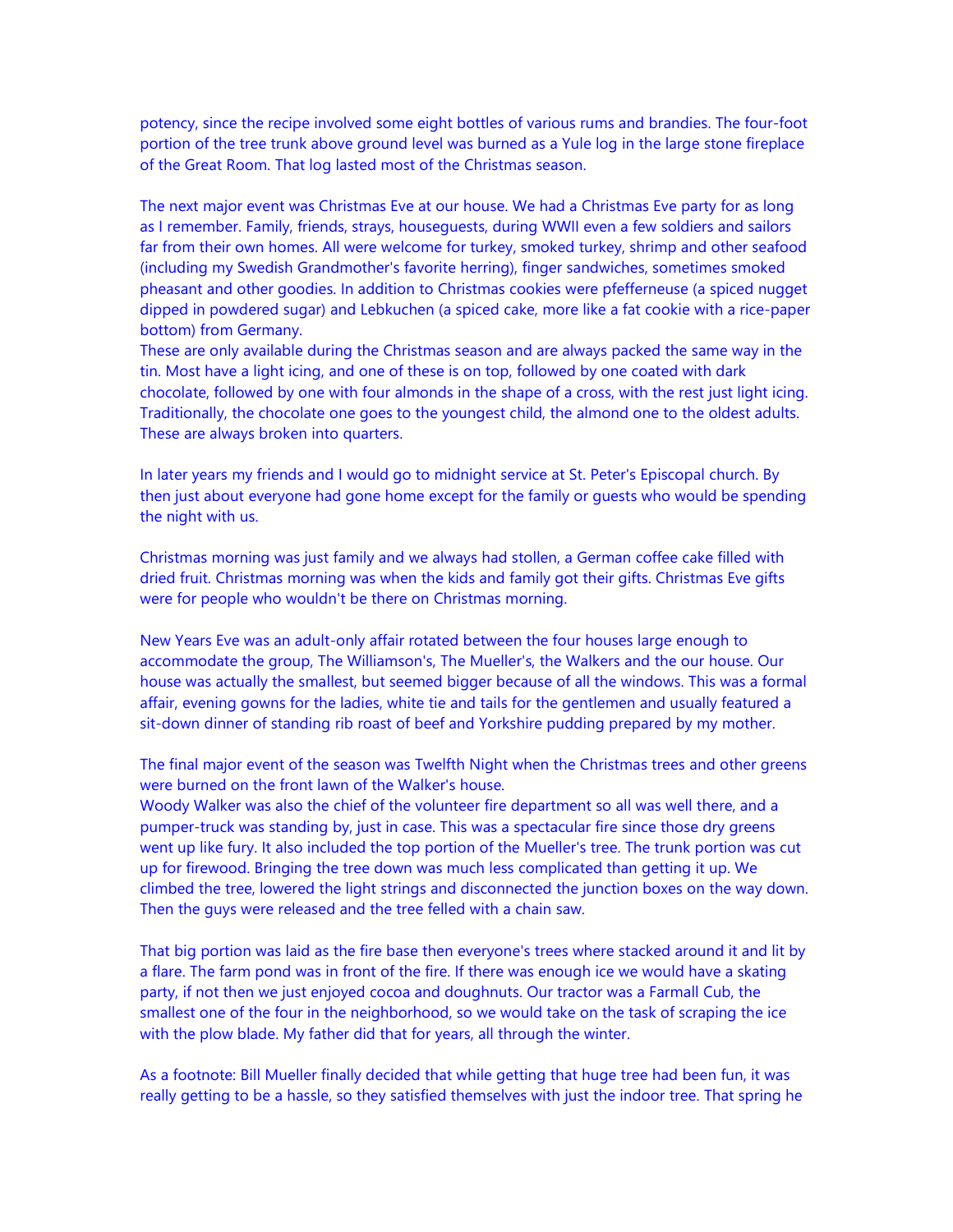potency, since the recipe involved some eight bottles of various rums and brandies. The four-foot portion of the tree trunk above ground level was burned as a Yule log in the large stone fireplace of the Great Room. That log lasted most of the Christmas season.

The next major event was Christmas Eve at our house. We had a Christmas Eve party for as long as I remember. Family, friends, strays, houseguests, during WWII even a few soldiers and sailors far from their own homes. All were welcome for turkey, smoked turkey, shrimp and other seafood (including my Swedish Grandmother's favorite herring), finger sandwiches, sometimes smoked pheasant and other goodies. In addition to Christmas cookies were pfefferneuse (a spiced nugget dipped in powdered sugar) and Lebkuchen (a spiced cake, more like a fat cookie with a rice-paper bottom) from Germany.
These are only available during the Christmas season and are always packed the same way in the tin. Most have a light icing, and one of these is on top, followed by one coated with dark chocolate, followed by one with four almonds in the shape of a cross, with the rest just light icing. Traditionally, the chocolate one goes to the youngest child, the almond one to the oldest adults. These are always broken into quarters.

In later years my friends and I would go to midnight service at St. Peter's Episcopal church. By then just about everyone had gone home except for the family or guests who would be spending the night with us.

Christmas morning was just family and we always had stollen, a German coffee cake filled with dried fruit. Christmas morning was when the kids and family got their gifts. Christmas Eve gifts were for people who wouldn't be there on Christmas morning.

New Years Eve was an adult-only affair rotated between the four houses large enough to accommodate the group, The Williamson's, The Mueller's, the Walkers and the our house. Our house was actually the smallest, but seemed bigger because of all the windows. This was a formal affair, evening gowns for the ladies, white tie and tails for the gentlemen and usually featured a sit-down dinner of standing rib roast of beef and Yorkshire pudding prepared by my mother.

The final major event of the season was Twelfth Night when the Christmas trees and other greens were burned on the front lawn of the Walker's house.
Woody Walker was also the chief of the volunteer fire department so all was well there, and a pumper-truck was standing by, just in case. This was a spectacular fire since those dry greens went up like fury. It also included the top portion of the Mueller's tree. The trunk portion was cut up for firewood. Bringing the tree down was much less complicated than getting it up. We climbed the tree, lowered the light strings and disconnected the junction boxes on the way down. Then the guys were released and the tree felled with a chain saw.

That big portion was laid as the fire base then everyone's trees where stacked around it and lit by a flare. The farm pond was in front of the fire. If there was enough ice we would have a skating party, if not then we just enjoyed cocoa and doughnuts. Our tractor was a Farmall Cub, the smallest one of the four in the neighborhood, so we would take on the task of scraping the ice with the plow blade. My father did that for years, all through the winter.

As a footnote: Bill Mueller finally decided that while getting that huge tree had been fun, it was really getting to be a hassle, so they satisfied themselves with just the indoor tree. That spring he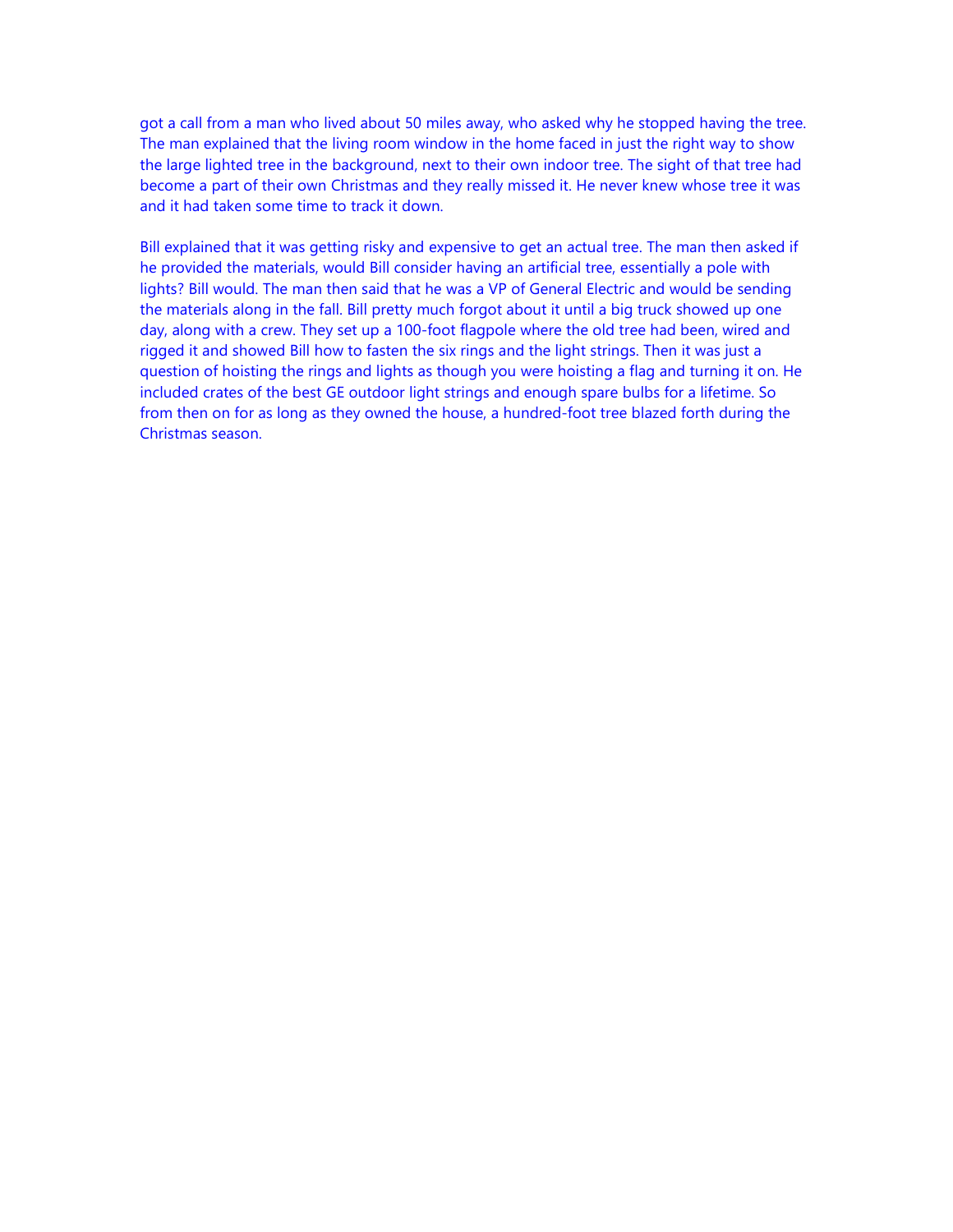got a call from a man who lived about 50 miles away, who asked why he stopped having the tree. The man explained that the living room window in the home faced in just the right way to show the large lighted tree in the background, next to their own indoor tree. The sight of that tree had become a part of their own Christmas and they really missed it. He never knew whose tree it was and it had taken some time to track it down.

Bill explained that it was getting risky and expensive to get an actual tree. The man then asked if he provided the materials, would Bill consider having an artificial tree, essentially a pole with lights? Bill would. The man then said that he was a VP of General Electric and would be sending the materials along in the fall. Bill pretty much forgot about it until a big truck showed up one day, along with a crew. They set up a 100-foot flagpole where the old tree had been, wired and rigged it and showed Bill how to fasten the six rings and the light strings. Then it was just a question of hoisting the rings and lights as though you were hoisting a flag and turning it on. He included crates of the best GE outdoor light strings and enough spare bulbs for a lifetime. So from then on for as long as they owned the house, a hundred-foot tree blazed forth during the Christmas season.